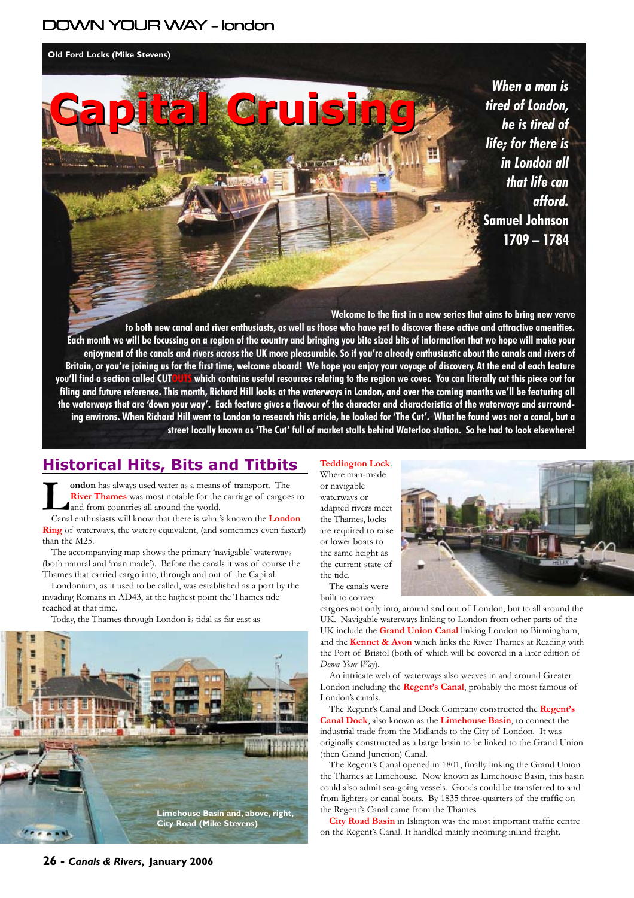Old Ford Locks (Mike Stevens)

# Capital Cruising

*When a man is tired of London, he is tired of life; for there is in London all that life can afford.*
**Samuel Johnson 1709 – 1784**

**Welcome to the first in a new series that aims to bring new verve to both new canal and river enthusiasts, as well as those who have yet to discover these active and attractive amenities. Each month we will be focussing on a region of the country and bringing you bite sized bits of information that we hope will make your enjoyment of the canals and rivers across the UK more pleasurable. So if you're already enthusiastic about the canals and rivers of Britain, or you're joining us for the first time, welcome aboard! We hope you enjoy your voyage of discovery. At the end of each feature you'll find a section called CUTOUTS which contains useful resources relating to the region we cover. You can literally cut this piece out for filing and future reference. This month, Richard Hill looks at the waterways in London, and over the coming months we'll be featuring all the waterways that are 'down your way'. Each feature gives a flavour of the character and characteristics of the waterways and surrounding environs. When Richard Hill went to London to research this article, he looked for 'The Cut'. What he found was not a canal, but a street locally known as 'The Cut' full of market stalls behind Waterloo station. So he had to look elsewhere!**

## Historical Hits, Bits and Titbits

**London** has always used water as a means of transport. The **River Thames** was most notable for the carriage of cargoes to and from countries all around the world.

Canal enthusiasts will know that there is what's known the **London Ring** of waterways, the watery equivalent, (and sometimes even faster!) than the M25.

The accompanying map shows the primary 'navigable' waterways (both natural and 'man made'). Before the canals it was of course the Thames that carried cargo into, through and out of the Capital.

Londonium, as it used to be called, was established as a port by the invading Romans in AD43, at the highest point the Thames tide reached at that time.

Today, the Thames through London is tidal as far east as **Teddington Lock**. Where man-made or navigable waterways or adapted rivers meet the Thames, locks are required to raise or lower boats to the same height as the current state of the tide.

Limehouse Basin and, above, right, City Road (Mike Stevens)

The canals were built to convey cargoes not only into, around and out of London, but to all around the UK. Navigable waterways linking to London from other parts of the UK include the **Grand Union Canal** linking London to Birmingham, and the **Kennet & Avon** which links the River Thames at Reading with the Port of Bristol (both of which will be covered in a later edition of *Down Your Way*).

An intricate web of waterways also weaves in and around Greater London including the **Regent's Canal**, probably the most famous of London's canals.

The Regent's Canal and Dock Company constructed the **Regent's Canal Dock**, also known as the **Limehouse Basin**, to connect the industrial trade from the Midlands to the City of London. It was originally constructed as a barge basin to be linked to the Grand Union (then Grand Junction) Canal.

The Regent's Canal opened in 1801, finally linking the Grand Union the Thames at Limehouse. Now known as Limehouse Basin, this basin could also admit sea-going vessels. Goods could be transferred to and from lighters or canal boats. By 1835 three-quarters of the traffic on the Regent's Canal came from the Thames.

**City Road Basin** in Islington was the most important traffic centre on the Regent's Canal. It handled mainly incoming inland freight.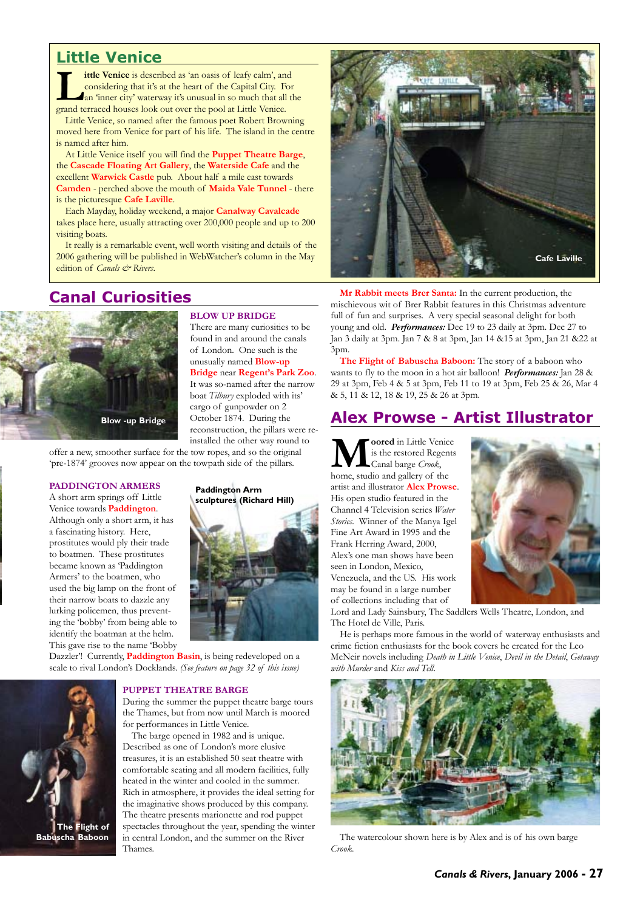## Little Venice

**Little Venice** is described as 'an oasis of leafy calm', and considering that it's at the heart of the Capital City. For an 'inner city' waterway it's unusual in so much that all the grand terraced houses look out over the pool at Little Venice.

Little Venice, so named after the famous poet Robert Browning moved here from Venice for part of his life. The island in the centre is named after him.

At Little Venice itself you will find the **Puppet Theatre Barge**, the **Cascade Floating Art Gallery**, the **Waterside Cafe** and the excellent **Warwick Castle** pub. About half a mile east towards **Camden** - perched above the mouth of **Maida Vale Tunnel** - there is the picturesque **Cafe Laville**.

Each Mayday, holiday weekend, a major **Canalway Cavalcade** takes place here, usually attracting over 200,000 people and up to 200 visiting boats.

It really is a remarkable event, well worth visiting and details of the 2006 gathering will be published in WebWatcher's column in the May edition of *Canals & Rivers*.

Cafe Laville

## Canal Curiosities

Blow -up Bridge

**BLOW UP BRIDGE**

There are many curiosities to be found in and around the canals of London. One such is the unusually named **Blow-up Bridge** near **Regent's Park Zoo**. It was so-named after the narrow boat *Tilbury* exploded with its' cargo of gunpowder on 2 October 1874. During the reconstruction, the pillars were re-installed the other way round to offer a new, smoother surface for the tow ropes, and so the original 'pre-1874' grooves now appear on the towpath side of the pillars.

**PADDINGTON ARMERS**

A short arm springs off Little Venice towards **Paddington**. Although only a short arm, it has a fascinating history. Here, prostitutes would ply their trade to boatmen. These prostitutes became known as 'Paddington Armers' to the boatmen, who used the big lamp on the front of their narrow boats to dazzle any lurking policemen, thus preventing the 'bobby' from being able to identify the boatman at the helm. This gave rise to the name 'Bobby Dazzler'! Currently, **Paddington Basin**, is being redeveloped on a scale to rival London's Docklands. *(See feature on page 32 of this issue)*

Paddington Arm sculptures (Richard Hill)

The Flight of Babuscha Baboon

**PUPPET THEATRE BARGE**

During the summer the puppet theatre barge tours the Thames, but from now until March is moored for performances in Little Venice.

The barge opened in 1982 and is unique. Described as one of London's more elusive treasures, it is an established 50 seat theatre with comfortable seating and all modern facilities, fully heated in the winter and cooled in the summer. Rich in atmosphere, it provides the ideal setting for the imaginative shows produced by this company. The theatre presents marionette and rod puppet spectacles throughout the year, spending the winter in central London, and the summer on the River Thames.

**Mr Rabbit meets Brer Santa:** In the current production, the mischievous wit of Brer Rabbit features in this Christmas adventure full of fun and surprises. A very special seasonal delight for both young and old. ***Performances:*** Dec 19 to 23 daily at 3pm. Dec 27 to Jan 3 daily at 3pm. Jan 7 & 8 at 3pm, Jan 14 &15 at 3pm, Jan 21 &22 at 3pm.

**The Flight of Babuscha Baboon:** The story of a baboon who wants to fly to the moon in a hot air balloon! ***Performances:*** Jan 28 & 29 at 3pm, Feb 4 & 5 at 3pm, Feb 11 to 19 at 3pm, Feb 25 & 26, Mar 4 & 5, 11 & 12, 18 & 19, 25 & 26 at 3pm.

## Alex Prowse - Artist Illustrator

**Moored** in Little Venice is the restored Regents Canal barge *Crook*, home, studio and gallery of the artist and illustrator **Alex Prowse**. His open studio featured in the Channel 4 Television series *Water Stories*. Winner of the Manya Igel Fine Art Award in 1995 and the Frank Herring Award, 2000, Alex's one man shows have been seen in London, Mexico, Venezuela, and the US. His work may be found in a large number of collections including that of Lord and Lady Sainsbury, The Saddlers Wells Theatre, London, and The Hotel de Ville, Paris.

He is perhaps more famous in the world of waterway enthusiasts and crime fiction enthusiasts for the book covers he created for the Leo McNeir novels including *Death in Little Venice*, *Devil in the Detail*, *Getaway with Murder* and *Kiss and Tell*.

The watercolour shown here is by Alex and is of his own barge *Crook*.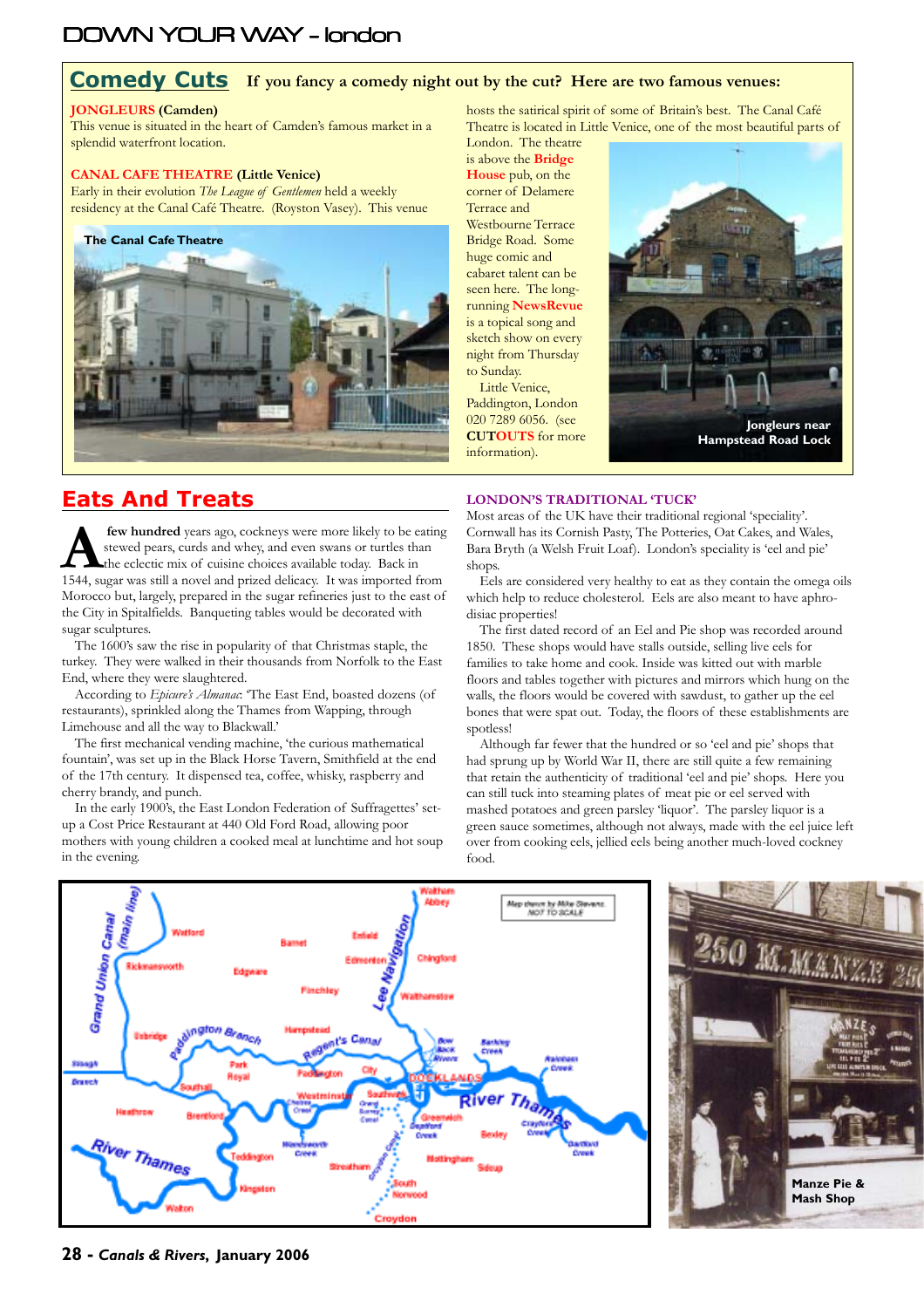## Comedy Cuts

**If you fancy a comedy night out by the cut? Here are two famous venues:**

**JONGLEURS (Camden)**
This venue is situated in the heart of Camden's famous market in a splendid waterfront location.

**CANAL CAFE THEATRE (Little Venice)**
Early in their evolution *The League of Gentlemen* held a weekly residency at the Canal Café Theatre. (Royston Vasey). This venue hosts the satirical spirit of some of Britain's best. The Canal Café Theatre is located in Little Venice, one of the most beautiful parts of London. The theatre is above the **Bridge House** pub, on the corner of Delamere Terrace and Westbourne Terrace Bridge Road. Some huge comic and cabaret talent can be seen here. The long-running **NewsRevue** is a topical song and sketch show on every night from Thursday to Sunday.

Little Venice, Paddington, London 020 7289 6056. (see **CUTOUTS** for more information).

The Canal Cafe Theatre

Jongleurs near Hampstead Road Lock

## Eats And Treats

**A few hundred** years ago, cockneys were more likely to be eating stewed pears, curds and whey, and even swans or turtles than the eclectic mix of cuisine choices available today. Back in 1544, sugar was still a novel and prized delicacy. It was imported from Morocco but, largely, prepared in the sugar refineries just to the east of the City in Spitalfields. Banqueting tables would be decorated with sugar sculptures.

The 1600's saw the rise in popularity of that Christmas staple, the turkey. They were walked in their thousands from Norfolk to the East End, where they were slaughtered.

According to *Epicure's Almanac*: 'The East End, boasted dozens (of restaurants), sprinkled along the Thames from Wapping, through Limehouse and all the way to Blackwall.'

The first mechanical vending machine, 'the curious mathematical fountain', was set up in the Black Horse Tavern, Smithfield at the end of the 17th century. It dispensed tea, coffee, whisky, raspberry and cherry brandy, and punch.

In the early 1900's, the East London Federation of Suffragettes' set-up a Cost Price Restaurant at 440 Old Ford Road, allowing poor mothers with young children a cooked meal at lunchtime and hot soup in the evening.

### LONDON'S TRADITIONAL 'TUCK'

Most areas of the UK have their traditional regional 'speciality'. Cornwall has its Cornish Pasty, The Potteries, Oat Cakes, and Wales, Bara Bryth (a Welsh Fruit Loaf). London's speciality is 'eel and pie' shops.

Eels are considered very healthy to eat as they contain the omega oils which help to reduce cholesterol. Eels are also meant to have aphrodisiac properties!

The first dated record of an Eel and Pie shop was recorded around 1850. These shops would have stalls outside, selling live eels for families to take home and cook. Inside was kitted out with marble floors and tables together with pictures and mirrors which hung on the walls, the floors would be covered with sawdust, to gather up the eel bones that were spat out. Today, the floors of these establishments are spotless!

Although far fewer that the hundred or so 'eel and pie' shops that had sprung up by World War II, there are still quite a few remaining that retain the authenticity of traditional 'eel and pie' shops. Here you can still tuck into steaming plates of meat pie or eel served with mashed potatoes and green parsley 'liquor'. The parsley liquor is a green sauce sometimes, although not always, made with the eel juice left over from cooking eels, jellied eels being another much-loved cockney food.

Map drawn by Mike Stevens NOT TO SCALE

Manze Pie & Mash Shop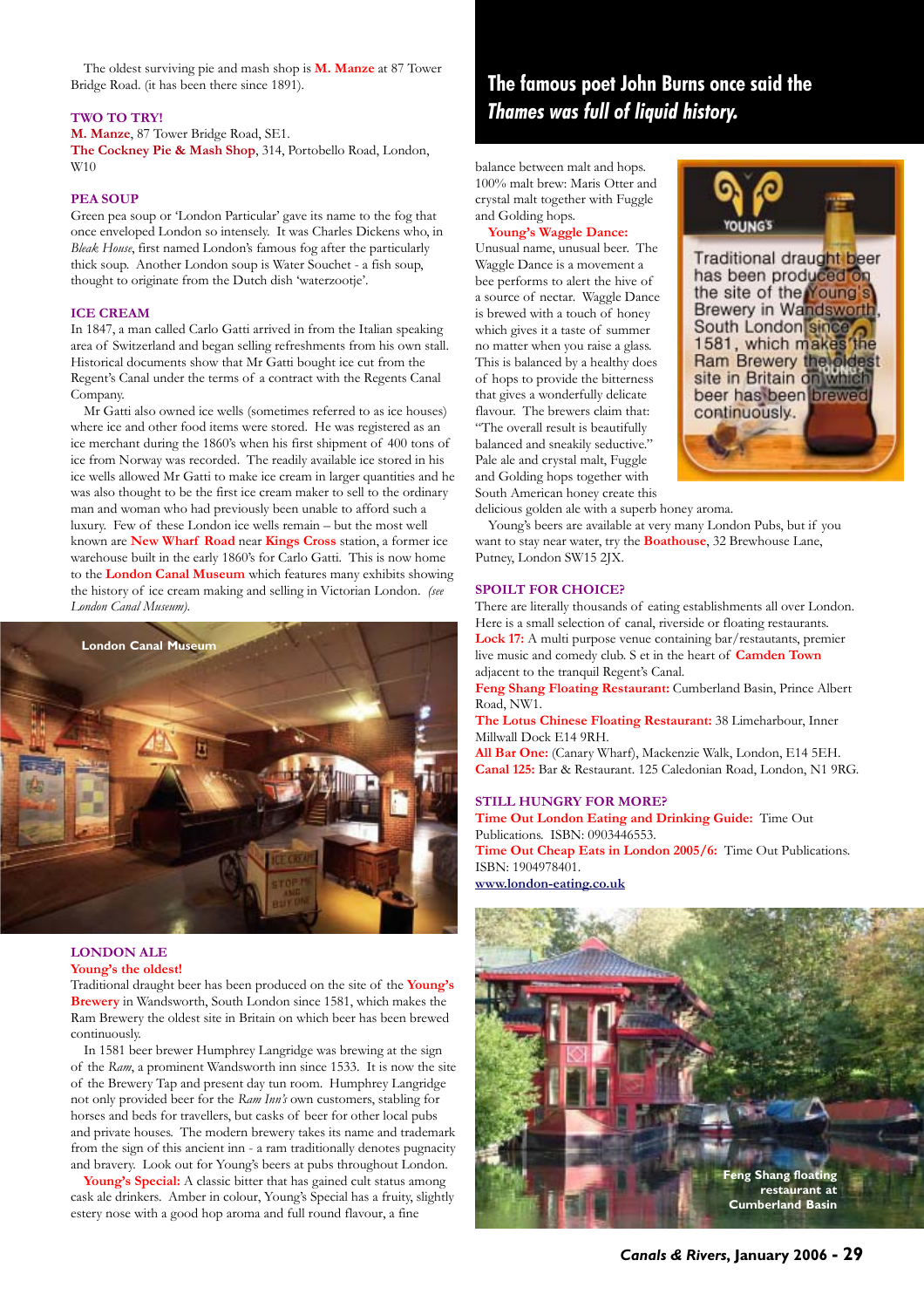The oldest surviving pie and mash shop is **M. Manze** at 87 Tower Bridge Road. (it has been there since 1891).

### TWO TO TRY!

**M. Manze**, 87 Tower Bridge Road, SE1.
**The Cockney Pie & Mash Shop**, 314, Portobello Road, London, W10

### PEA SOUP

Green pea soup or 'London Particular' gave its name to the fog that once enveloped London so intensely. It was Charles Dickens who, in *Bleak House*, first named London's famous fog after the particularly thick soup. Another London soup is Water Souchet - a fish soup, thought to originate from the Dutch dish 'waterzootje'.

### ICE CREAM

In 1847, a man called Carlo Gatti arrived in from the Italian speaking area of Switzerland and began selling refreshments from his own stall. Historical documents show that Mr Gatti bought ice cut from the Regent's Canal under the terms of a contract with the Regents Canal Company.

Mr Gatti also owned ice wells (sometimes referred to as ice houses) where ice and other food items were stored. He was registered as an ice merchant during the 1860's when his first shipment of 400 tons of ice from Norway was recorded. The readily available ice stored in his ice wells allowed Mr Gatti to make ice cream in larger quantities and he was also thought to be the first ice cream maker to sell to the ordinary man and woman who had previously been unable to afford such a luxury. Few of these London ice wells remain – but the most well known are **New Wharf Road** near **Kings Cross** station, a former ice warehouse built in the early 1860's for Carlo Gatti. This is now home to the **London Canal Museum** which features many exhibits showing the history of ice cream making and selling in Victorian London. *(see London Canal Museum).*

London Canal Museum

### LONDON ALE

**Young's the oldest!**

Traditional draught beer has been produced on the site of the **Young's Brewery** in Wandsworth, South London since 1581, which makes the Ram Brewery the oldest site in Britain on which beer has been brewed continuously.

In 1581 beer brewer Humphrey Langridge was brewing at the sign of the *Ram*, a prominent Wandsworth inn since 1533. It is now the site of the Brewery Tap and present day tun room. Humphrey Langridge not only provided beer for the *Ram Inn's* own customers, stabling for horses and beds for travellers, but casks of beer for other local pubs and private houses. The modern brewery takes its name and trademark from the sign of this ancient inn - a ram traditionally denotes pugnacity and bravery. Look out for Young's beers at pubs throughout London.

**Young's Special:** A classic bitter that has gained cult status among cask ale drinkers. Amber in colour, Young's Special has a fruity, slightly estery nose with a good hop aroma and full round flavour, a fine balance between malt and hops. 100% malt brew: Maris Otter and crystal malt together with Fuggle and Golding hops.

**Young's Waggle Dance:** Unusual name, unusual beer. The Waggle Dance is a movement a bee performs to alert the hive of a source of nectar. Waggle Dance is brewed with a touch of honey which gives it a taste of summer no matter when you raise a glass. This is balanced by a healthy does of hops to provide the bitterness that gives a wonderfully delicate flavour. The brewers claim that: "The overall result is beautifully balanced and sneakily seductive." Pale ale and crystal malt, Fuggle and Golding hops together with South American honey create this delicious golden ale with a superb honey aroma.

Young's beers are available at very many London Pubs, but if you want to stay near water, try the **Boathouse**, 32 Brewhouse Lane, Putney, London SW15 2JX.

**The famous poet John Burns once said the Thames was full of liquid history.**

YOUNG'S

Traditional draught beer has been produced on the site of the Young's Brewery in Wandsworth, South London since 1581, which makes the Ram Brewery the oldest site in Britain on which beer has been brewed continuously.

### SPOILT FOR CHOICE?

There are literally thousands of eating establishments all over London. Here is a small selection of canal, riverside or floating restaurants.

**Lock 17:** A multi purpose venue containing bar/restaurants, premier live music and comedy club. S et in the heart of **Camden Town** adjacent to the tranquil Regent's Canal.
**Feng Shang Floating Restaurant:** Cumberland Basin, Prince Albert Road, NW1.
**The Lotus Chinese Floating Restaurant:** 38 Limeharbour, Inner Millwall Dock E14 9RH.
**All Bar One:** (Canary Wharf), Mackenzie Walk, London, E14 5EH.
**Canal 125:** Bar & Restaurant. 125 Caledonian Road, London, N1 9RG.

### STILL HUNGRY FOR MORE?

**Time Out London Eating and Drinking Guide:** Time Out Publications. ISBN: 0903446553.
**Time Out Cheap Eats in London 2005/6:** Time Out Publications. ISBN: 1904978401.
www.london-eating.co.uk

Feng Shang floating restaurant at Cumberland Basin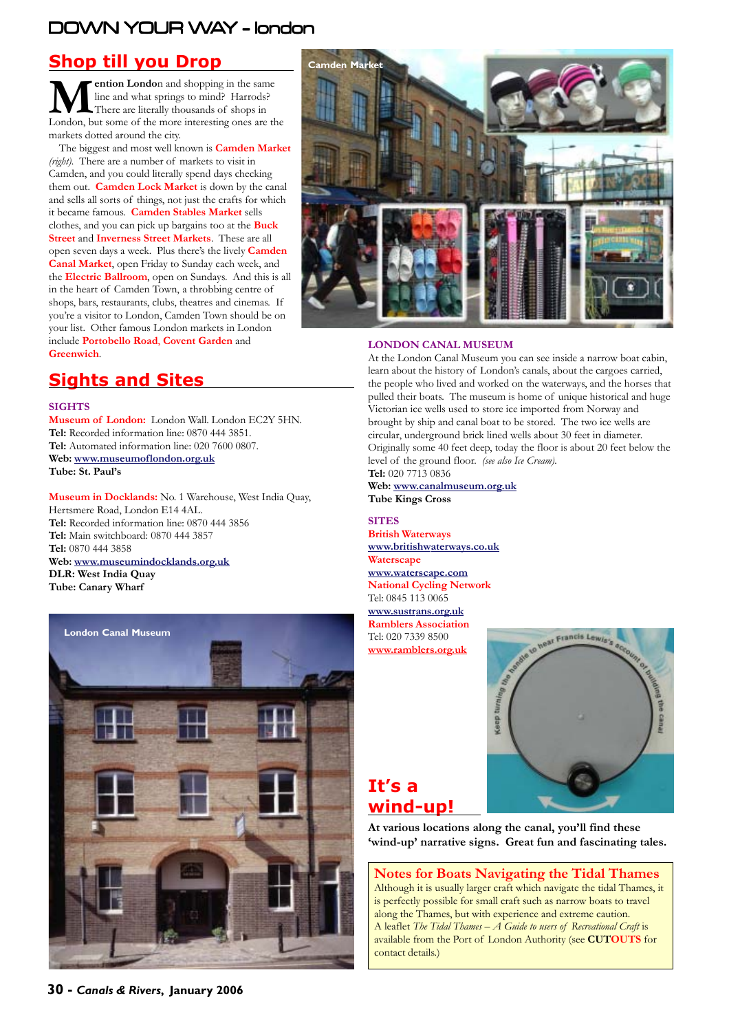## Shop till you Drop

**M**ention London and shopping in the same line and what springs to mind? Harrods? There are literally thousands of shops in London, but some of the more interesting ones are the markets dotted around the city.

The biggest and most well known is **Camden Market** *(right)*. There are a number of markets to visit in Camden, and you could literally spend days checking them out. **Camden Lock Market** is down by the canal and sells all sorts of things, not just the crafts for which it became famous. **Camden Stables Market** sells clothes, and you can pick up bargains too at the **Buck Street** and **Inverness Street Markets**. These are all open seven days a week. Plus there's the lively **Camden Canal Market**, open Friday to Sunday each week, and the **Electric Ballroom**, open on Sundays. And this is all in the heart of Camden Town, a throbbing centre of shops, bars, restaurants, clubs, theatres and cinemas. If you're a visitor to London, Camden Town should be on your list. Other famous London markets in London include **Portobello Road**, **Covent Garden** and **Greenwich**.

Camden Market

## Sights and Sites

### SIGHTS

**Museum of London:** London Wall. London EC2Y 5HN.
**Tel:** Recorded information line: 0870 444 3851.
**Tel:** Automated information line: 020 7600 0807.
**Web:** www.museumoflondon.org.uk
**Tube: St. Paul's**

**Museum in Docklands:** No. 1 Warehouse, West India Quay, Hertsmere Road, London E14 4AL.
**Tel:** Recorded information line: 0870 444 3856
**Tel:** Main switchboard: 0870 444 3857
**Tel:** 0870 444 3858
**Web:** www.museumindocklands.org.uk
**DLR: West India Quay**
**Tube: Canary Wharf**

London Canal Museum

**LONDON CANAL MUSEUM**

At the London Canal Museum you can see inside a narrow boat cabin, learn about the history of London's canals, about the cargoes carried, the people who lived and worked on the waterways, and the horses that pulled their boats. The museum is home of unique historical and huge Victorian ice wells used to store ice imported from Norway and brought by ship and canal boat to be stored. The two ice wells are circular, underground brick lined wells about 30 feet in diameter. Originally some 40 feet deep, today the floor is about 20 feet below the level of the ground floor. *(see also Ice Cream).*
**Tel:** 020 7713 0836
**Web:** www.canalmuseum.org.uk
**Tube Kings Cross**

### SITES

**British Waterways**
www.britishwaterways.co.uk
**Waterscape**
www.waterscape.com
**National Cycling Network**
Tel: 0845 113 0065
www.sustrans.org.uk
**Ramblers Association**
Tel: 020 7339 8500
www.ramblers.org.uk

## It's a wind-up!

**At various locations along the canal, you'll find these 'wind-up' narrative signs. Great fun and fascinating tales.**

### Notes for Boats Navigating the Tidal Thames

Although it is usually larger craft which navigate the tidal Thames, it is perfectly possible for small craft such as narrow boats to travel along the Thames, but with experience and extreme caution. A leaflet *The Tidal Thames – A Guide to users of Recreational Craft* is available from the Port of London Authority (see **CUTOUTS** for contact details.)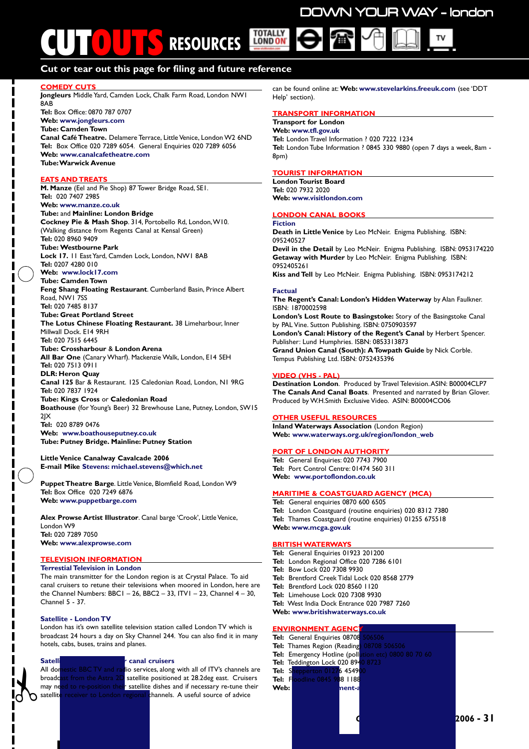# DOWN YOUR WAY - london

# CUTOUTS RESOURCES

**Cut or tear out this page for filing and future reference**

## COMEDY CUTS

**Jongleurs** Middle Yard, Camden Lock, Chalk Farm Road, London NW1 8AB
**Tel:** Box Office: 0870 787 0707
**Web:** www.jongleurs.com
**Tube: Camden Town**

**Canal Café Theatre.** Delamere Terrace, Little Venice, London W2 6ND
**Tel:** Box Office 020 7289 6054. General Enquiries 020 7289 6056
**Web:** www.canalcafetheatre.com
**Tube: Warwick Avenue**

## EATS AND TREATS

**M. Manze** (Eel and Pie Shop) 87 Tower Bridge Road, SE1.
**Tel:** 020 7407 2985
**Web:** www.manze.co.uk
**Tube:** and **Mainline: London Bridge**

**Cockney Pie & Mash Shop**. 314, Portobello Rd, London, W10. (Walking distance from Regents Canal at Kensal Green)
**Tel:** 020 8960 9409
**Tube: Westbourne Park**

**Lock 17.** 11 East Yard, Camden Lock, London, NW1 8AB
**Tel:** 0207 4280 010
**Web:** www.lock17.com
**Tube: Camden Town**

**Feng Shang Floating Restaurant**. Cumberland Basin, Prince Albert Road, NW1 7SS
**Tel:** 020 7485 8137
**Tube: Great Portland Street**

**The Lotus Chinese Floating Restaurant.** 38 Limeharbour, Inner Millwall Dock. E14 9RH
**Tel:** 020 7515 6445
**Tube: Crossharbour** & **London Arena**

**All Bar One** (Canary Wharf). Mackenzie Walk, London, E14 5EH
**Tel:** 020 7513 0911
**DLR: Heron Quay**

**Canal 125** Bar & Restaurant. 125 Caledonian Road, London, N1 9RG
**Tel:** 020 7837 1924
**Tube: Kings Cross** or **Caledonian Road**

**Boathouse** (for Young's Beer) 32 Brewhouse Lane, Putney, London, SW15 2JX
**Tel:** 020 8789 0476
**Web:** www.boathouseputney.co.uk
**Tube: Putney Bridge. Mainline: Putney Station**

**Little Venice Canalway Cavalcade 2006**
**E-mail Mike Stevens: michael.stevens@which.net**

**Puppet Theatre Barge**. Little Venice, Blomfield Road, London W9
**Tel:** Box Office 020 7249 6876
**Web:** www.puppetbarge.com

**Alex Prowse Artist Illustrator**. Canal barge 'Crook', Little Venice, London W9
**Tel:** 020 7289 7050
**Web:** www.alexprowse.com

## TELEVISION INFORMATION

### Terrestial Television in London

The main transmitter for the London region is at Crystal Palace. To aid canal cruisers to retune their televisions when moored in London, here are the Channel Numbers: BBC1 – 26, BBC2 – 33, ITV1 – 23, Channel 4 – 30, Channel 5 - 37.

### Satellite - London TV

London has it's own satellite television station called London TV which is broadcast 24 hours a day on Sky Channel 244. You can also find it in many hotels, cabs, buses, trains and planes.

### Satelli[...] canal cruisers

All domestic BBC TV and radio services, along with all of ITV's channels are broadcast from the Astra 2D satellite positioned at 28.2deg east. Cruisers may need to re-position their satellite dishes and if necessary re-tune their satellite receiver to London regional channels. A useful source of advice can be found online at: **Web:** www.stevelarkins.freeuk.com (see 'DDT Help' section).

## TRANSPORT INFORMATION

**Transport for London**
**Web:** www.tfl.gov.uk
**Tel:** London Travel Information ? 020 7222 1234
**Tel:** London Tube Information ? 0845 330 9880 (open 7 days a week, 8am - 8pm)

## TOURIST INFORMATION

**London Tourist Board**
**Tel:** 020 7932 2020
**Web:** www.visitlondon.com

## LONDON CANAL BOOKS

### Fiction

**Death in Little Venice** by Leo McNeir. Enigma Publishing. ISBN: 095240527
**Devil in the Detail** by Leo McNeir. Enigma Publishing. ISBN: 0953174220
**Getaway with Murder** by Leo McNeir. Enigma Publishing. ISBN: 0952405261
**Kiss and Tell** by Leo McNeir. Enigma Publishing. ISBN: 0953174212

### Factual

**The Regent's Canal: London's Hidden Waterway** by Alan Faulkner. ISBN: 1870002598
**London's Lost Route to Basingstoke:** Story of the Basingstoke Canal by PAL Vine. Sutton Publishing. ISBN: 0750903597
**London's Canal: History of the Regent's Canal** by Herbert Spencer. Publisher: Lund Humphries. ISBN: 0853313873
**Grand Union Canal (South): A Towpath Guide** by Nick Corble. Tempus Publishing Ltd. ISBN: 0752435396

## VIDEO (VHS - PAL)

**Destination London**. Produced by Travel Television. ASIN: B00004CLP7
**The Canals And Canal Boats**. Presented and narrated by Brian Glover. Produced by W.H.Smith Exclusive Video. ASIN: B00004CO06

## OTHER USEFUL RESOURCES

**Inland Waterways Association** (London Region)
**Web:** www.waterways.org.uk/region/london_web

## PORT OF LONDON AUTHORITY

**Tel:** General Enquiries: 020 7743 7900
**Tel:** Port Control Centre: 01474 560 311
**Web:** www.portoflondon.co.uk

## MARITIME & COASTGUARD AGENCY (MCA)

**Tel:** General enquiries 0870 600 6505
**Tel:** London Coastguard (routine enquiries) 020 8312 7380
**Tel:** Thames Coastguard (routine enquiries) 01255 675518
**Web:** www.mcga.gov.uk

## BRITISH WATERWAYS

**Tel:** General Enquiries 01923 201200
**Tel:** London Regional Office 020 7286 6101
**Tel:** Bow Lock 020 7308 9930
**Tel:** Brentford Creek Tidal Lock 020 8568 2779
**Tel:** Brentford Lock 020 8560 1120
**Tel:** Limehouse Lock 020 7308 9930
**Tel:** West India Dock Entrance 020 7987 7260
**Web:** www.britishwaterways.co.uk

## ENVIRONMENT AGENCY

**Tel:** General Enquiries 08708 506506
**Tel:** Thames Region (Reading) 08708 506506
**Tel:** Emergency Hotline (pollution etc) 0800 80 70 60
**Tel:** Teddington Lock 020 8940 8723
**Tel:** Shepperton 01276 454900
**Tel:** Floodline 0845 988 1188
**Web:** [...]ent-a[...]